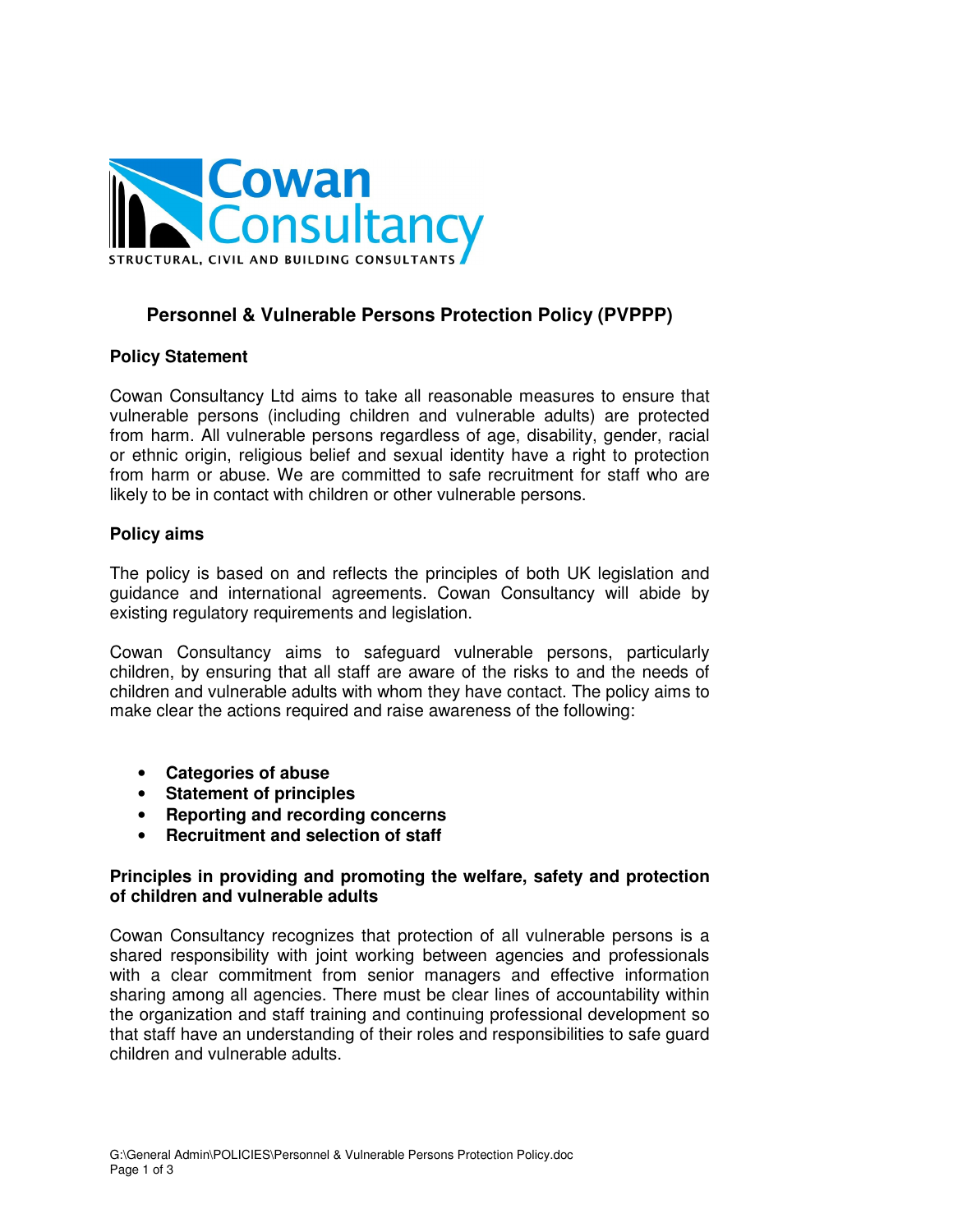Cowan Consultancy

STRUCTURAL, CIVIL AND BUILDING CONSULTANTS

# Personnel & Vulnerable Persons Protection Policy (PVPPP)

## Policy Statement

Cowan Consultancy Ltd aims to take all reasonable measures to ensure that vulnerable persons (including children and vulnerable adults) are protected from harm. All vulnerable persons regardless of age, disability, gender, racial or ethnic origin, religious belief and sexual identity have a right to protection from harm or abuse. We are committed to safe recruitment for staff who are likely to be in contact with children or other vulnerable persons.

## Policy aims

The policy is based on and reflects the principles of both UK legislation and guidance and international agreements. Cowan Consultancy will abide by existing regulatory requirements and legislation.

Cowan Consultancy aims to safeguard vulnerable persons, particularly children, by ensuring that all staff are aware of the risks to and the needs of children and vulnerable adults with whom they have contact. The policy aims to make clear the actions required and raise awareness of the following:

- **Categories of abuse**
- **Statement of principles**
- **Reporting and recording concerns**
- **Recruitment and selection of staff**

## Principles in providing and promoting the welfare, safety and protection of children and vulnerable adults

Cowan Consultancy recognizes that protection of all vulnerable persons is a shared responsibility with joint working between agencies and professionals with a clear commitment from senior managers and effective information sharing among all agencies. There must be clear lines of accountability within the organization and staff training and continuing professional development so that staff have an understanding of their roles and responsibilities to safe guard children and vulnerable adults.

G:\General Admin\POLICIES\Personnel & Vulnerable Persons Protection Policy.doc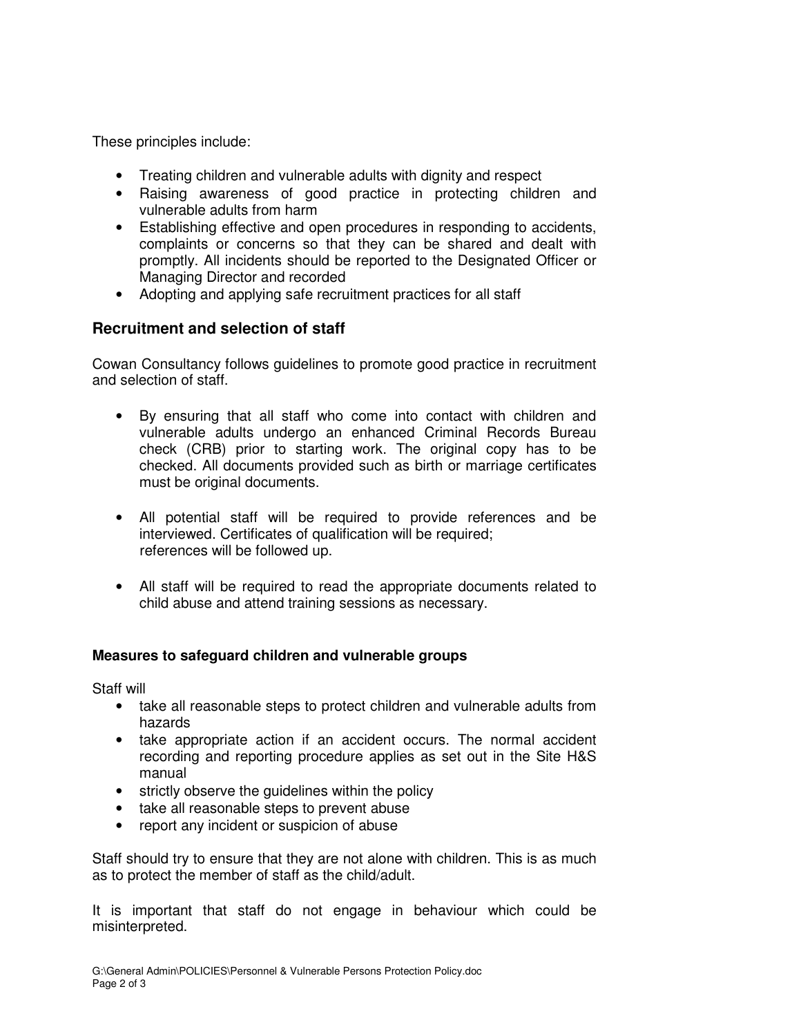These principles include:

- Treating children and vulnerable adults with dignity and respect
- Raising awareness of good practice in protecting children and vulnerable adults from harm
- Establishing effective and open procedures in responding to accidents, complaints or concerns so that they can be shared and dealt with promptly. All incidents should be reported to the Designated Officer or Managing Director and recorded
- Adopting and applying safe recruitment practices for all staff

## Recruitment and selection of staff

Cowan Consultancy follows guidelines to promote good practice in recruitment and selection of staff.

- By ensuring that all staff who come into contact with children and vulnerable adults undergo an enhanced Criminal Records Bureau check (CRB) prior to starting work. The original copy has to be checked. All documents provided such as birth or marriage certificates must be original documents.

- All potential staff will be required to provide references and be interviewed. Certificates of qualification will be required; references will be followed up.

- All staff will be required to read the appropriate documents related to child abuse and attend training sessions as necessary.

### Measures to safeguard children and vulnerable groups

Staff will

- take all reasonable steps to protect children and vulnerable adults from hazards
- take appropriate action if an accident occurs. The normal accident recording and reporting procedure applies as set out in the Site H&S manual
- strictly observe the guidelines within the policy
- take all reasonable steps to prevent abuse
- report any incident or suspicion of abuse

Staff should try to ensure that they are not alone with children. This is as much as to protect the member of staff as the child/adult.

It is important that staff do not engage in behaviour which could be misinterpreted.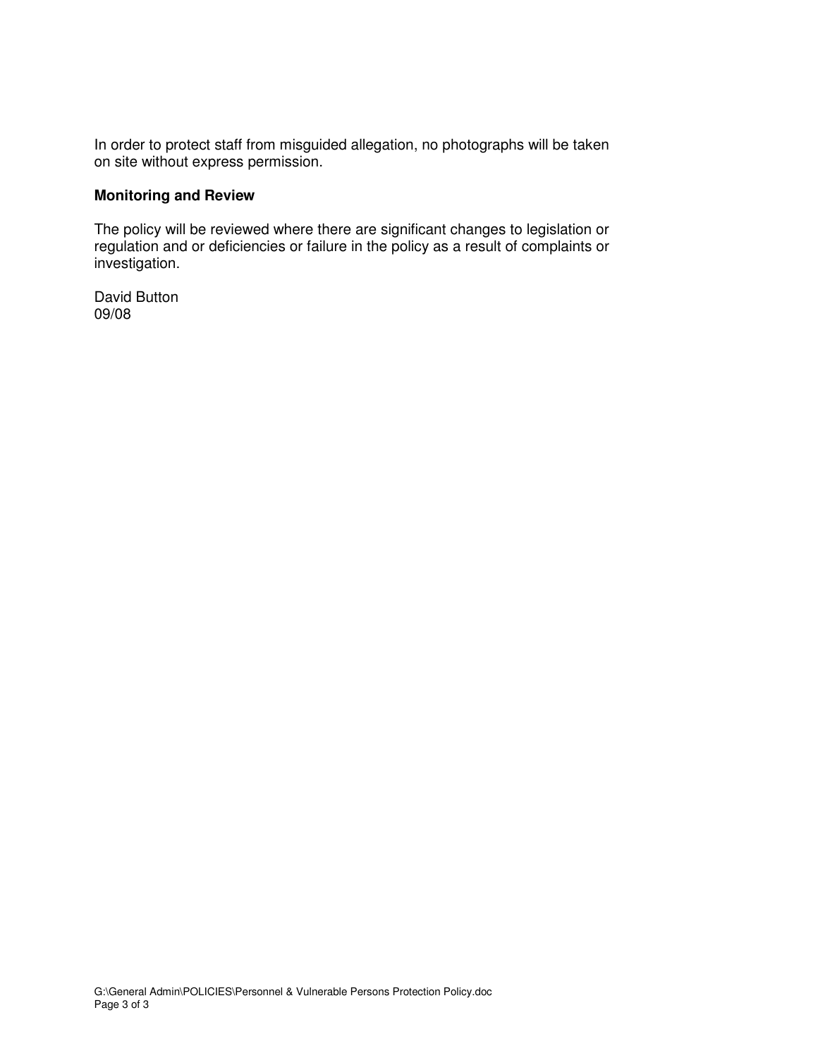In order to protect staff from misguided allegation, no photographs will be taken on site without express permission.

**Monitoring and Review**

The policy will be reviewed where there are significant changes to legislation or regulation and or deficiencies or failure in the policy as a result of complaints or investigation.

David Button
09/08